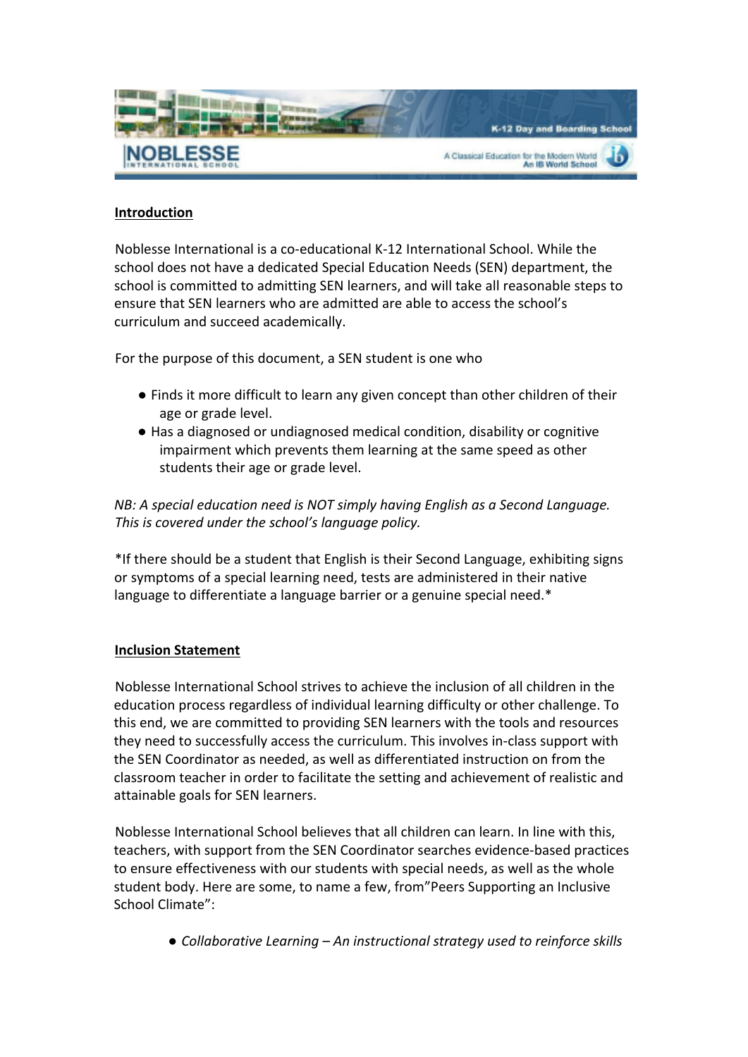## Introduction

Noblesse International is a co-educational K-12 International School. While the school does not have a dedicated Special Education Needs (SEN) department, the school is committed to admitting SEN learners, and will take all reasonable steps to ensure that SEN learners who are admitted are able to access the school's curriculum and succeed academically.

For the purpose of this document, a SEN student is one who

- Finds it more difficult to learn any given concept than other children of their age or grade level.
- Has a diagnosed or undiagnosed medical condition, disability or cognitive impairment which prevents them learning at the same speed as other students their age or grade level.

*NB: A special education need is NOT simply having English as a Second Language. This is covered under the school's language policy.*

*If there should be a student that English is their Second Language, exhibiting signs or symptoms of a special learning need, tests are administered in their native language to differentiate a language barrier or a genuine special need.*

## Inclusion Statement

Noblesse International School strives to achieve the inclusion of all children in the education process regardless of individual learning difficulty or other challenge. To this end, we are committed to providing SEN learners with the tools and resources they need to successfully access the curriculum. This involves in-class support with the SEN Coordinator as needed, as well as differentiated instruction on from the classroom teacher in order to facilitate the setting and achievement of realistic and attainable goals for SEN learners.

Noblesse International School believes that all children can learn. In line with this, teachers, with support from the SEN Coordinator searches evidence-based practices to ensure effectiveness with our students with special needs, as well as the whole student body. Here are some, to name a few, from"Peers Supporting an Inclusive School Climate":

- *Collaborative Learning – An instructional strategy used to reinforce skills*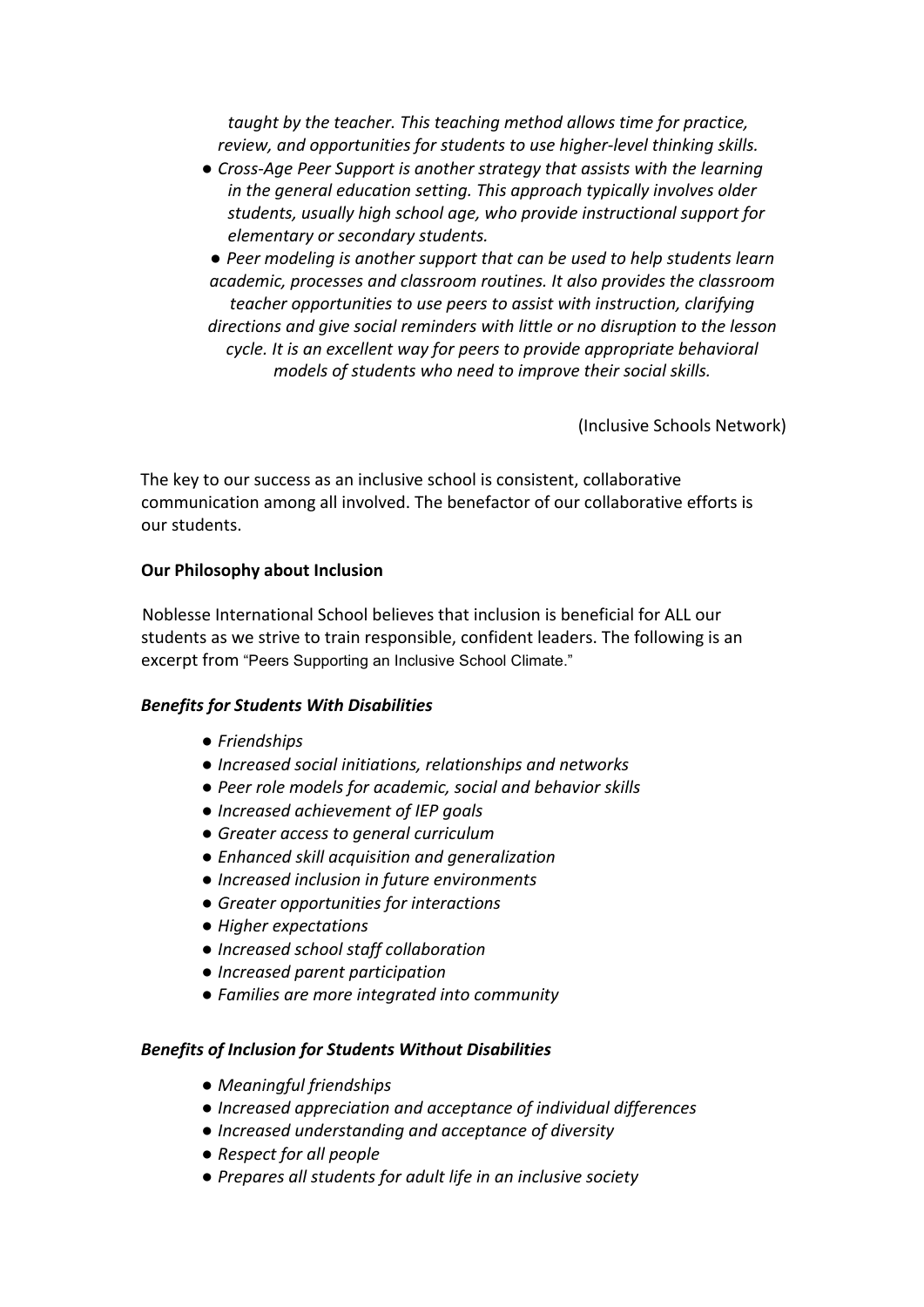*taught by the teacher. This teaching method allows time for practice, review, and opportunities for students to use higher-level thinking skills.*

- *Cross-Age Peer Support is another strategy that assists with the learning in the general education setting. This approach typically involves older students, usually high school age, who provide instructional support for elementary or secondary students.*
- *Peer modeling is another support that can be used to help students learn academic, processes and classroom routines. It also provides the classroom teacher opportunities to use peers to assist with instruction, clarifying directions and give social reminders with little or no disruption to the lesson cycle. It is an excellent way for peers to provide appropriate behavioral models of students who need to improve their social skills.*

(Inclusive Schools Network)

The key to our success as an inclusive school is consistent, collaborative communication among all involved. The benefactor of our collaborative efforts is our students.

**Our Philosophy about Inclusion**

Noblesse International School believes that inclusion is beneficial for ALL our students as we strive to train responsible, confident leaders. The following is an excerpt from "Peers Supporting an Inclusive School Climate."

***Benefits for Students With Disabilities***

- *Friendships*
- *Increased social initiations, relationships and networks*
- *Peer role models for academic, social and behavior skills*
- *Increased achievement of IEP goals*
- *Greater access to general curriculum*
- *Enhanced skill acquisition and generalization*
- *Increased inclusion in future environments*
- *Greater opportunities for interactions*
- *Higher expectations*
- *Increased school staff collaboration*
- *Increased parent participation*
- *Families are more integrated into community*

***Benefits of Inclusion for Students Without Disabilities***

- *Meaningful friendships*
- *Increased appreciation and acceptance of individual differences*
- *Increased understanding and acceptance of diversity*
- *Respect for all people*
- *Prepares all students for adult life in an inclusive society*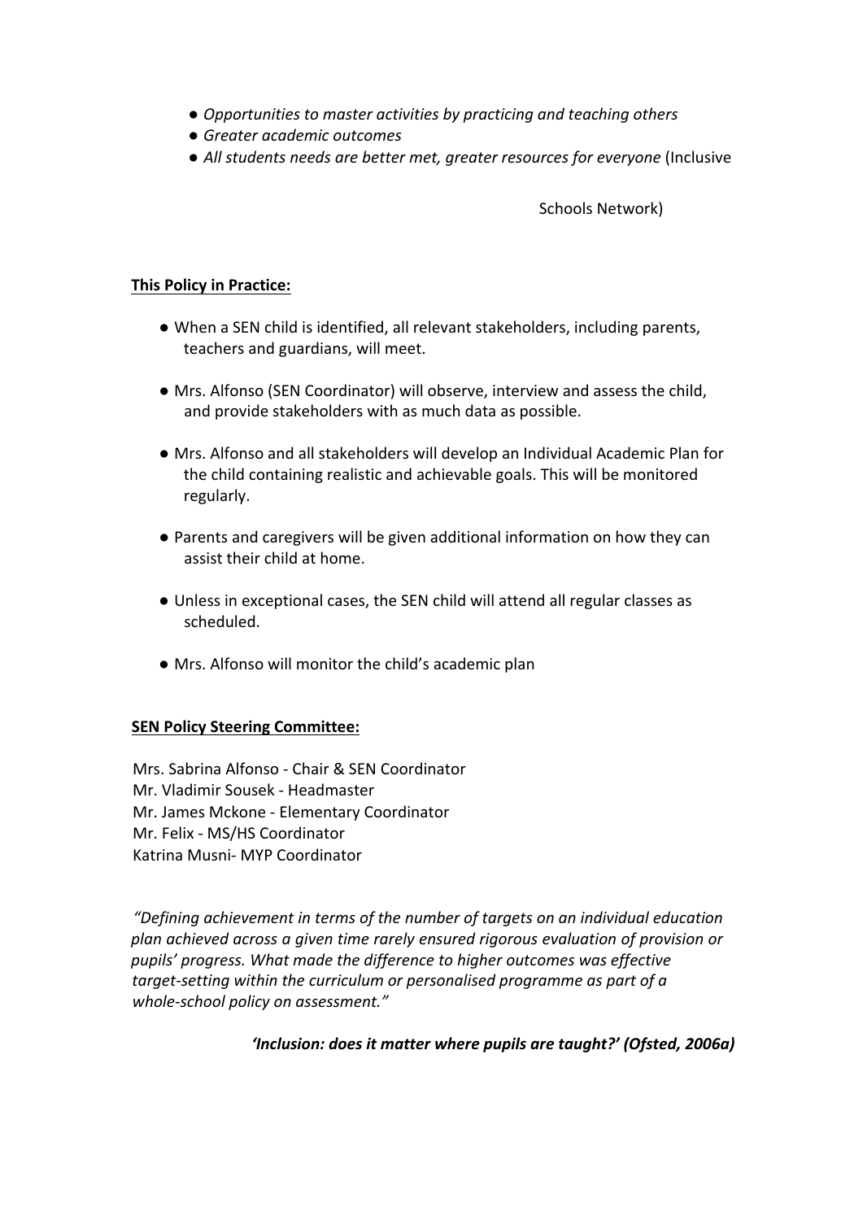- *Opportunities to master activities by practicing and teaching others*
- *Greater academic outcomes*
- *All students needs are better met, greater resources for everyone* (Inclusive Schools Network)

**This Policy in Practice:**

- When a SEN child is identified, all relevant stakeholders, including parents, teachers and guardians, will meet.
- Mrs. Alfonso (SEN Coordinator) will observe, interview and assess the child, and provide stakeholders with as much data as possible.
- Mrs. Alfonso and all stakeholders will develop an Individual Academic Plan for the child containing realistic and achievable goals. This will be monitored regularly.
- Parents and caregivers will be given additional information on how they can assist their child at home.
- Unless in exceptional cases, the SEN child will attend all regular classes as scheduled.
- Mrs. Alfonso will monitor the child's academic plan

**SEN Policy Steering Committee:**

Mrs. Sabrina Alfonso - Chair & SEN Coordinator
Mr. Vladimir Sousek - Headmaster
Mr. James Mckone - Elementary Coordinator
Mr. Felix - MS/HS Coordinator
Katrina Musni- MYP Coordinator

*"Defining achievement in terms of the number of targets on an individual education plan achieved across a given time rarely ensured rigorous evaluation of provision or pupils' progress. What made the difference to higher outcomes was effective target-setting within the curriculum or personalised programme as part of a whole-school policy on assessment."*

***'Inclusion: does it matter where pupils are taught?' (Ofsted, 2006a)***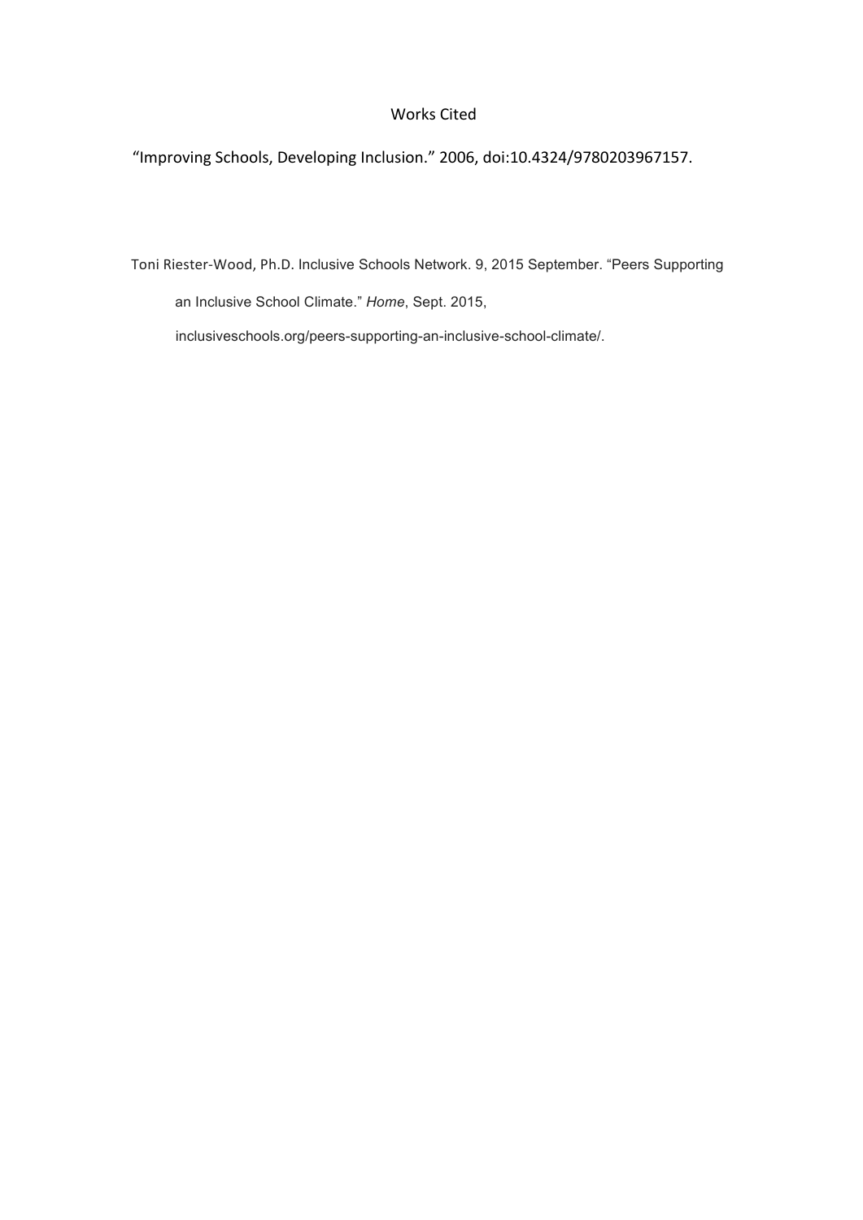# Works Cited

"Improving Schools, Developing Inclusion." 2006, doi:10.4324/9780203967157.

Toni Riester-Wood, Ph.D. Inclusive Schools Network. 9, 2015 September. "Peers Supporting an Inclusive School Climate." *Home*, Sept. 2015, inclusiveschools.org/peers-supporting-an-inclusive-school-climate/.